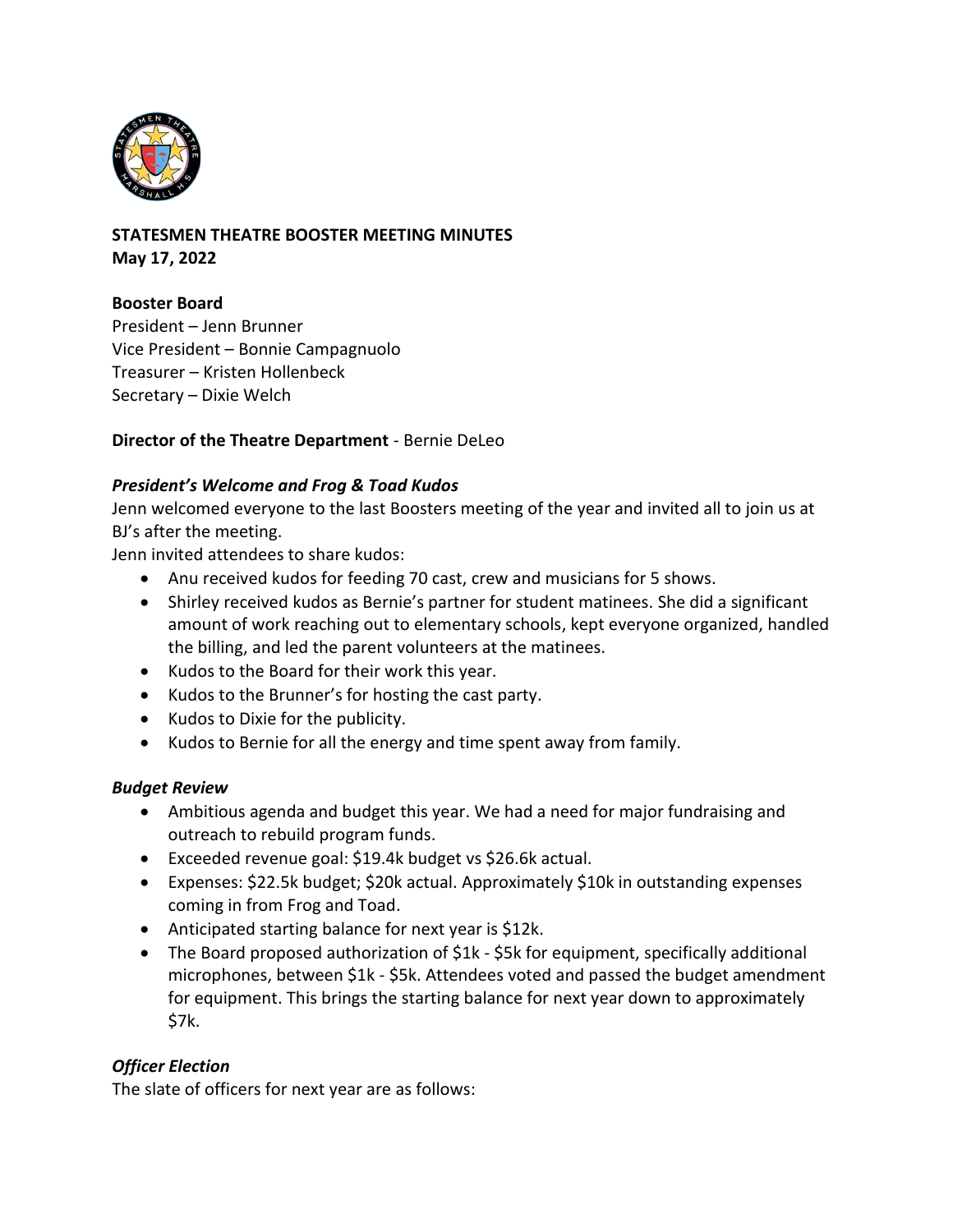**STATESMEN THEATRE BOOSTER MEETING MINUTES**
**May 17, 2022**

**Booster Board**
President – Jenn Brunner
Vice President – Bonnie Campagnuolo
Treasurer – Kristen Hollenbeck
Secretary – Dixie Welch

**Director of the Theatre Department** - Bernie DeLeo

***President's Welcome and Frog & Toad Kudos***

Jenn welcomed everyone to the last Boosters meeting of the year and invited all to join us at BJ's after the meeting.

Jenn invited attendees to share kudos:

- Anu received kudos for feeding 70 cast, crew and musicians for 5 shows.
- Shirley received kudos as Bernie's partner for student matinees. She did a significant amount of work reaching out to elementary schools, kept everyone organized, handled the billing, and led the parent volunteers at the matinees.
- Kudos to the Board for their work this year.
- Kudos to the Brunner's for hosting the cast party.
- Kudos to Dixie for the publicity.
- Kudos to Bernie for all the energy and time spent away from family.

***Budget Review***

- Ambitious agenda and budget this year. We had a need for major fundraising and outreach to rebuild program funds.
- Exceeded revenue goal: $19.4k budget vs $26.6k actual.
- Expenses: $22.5k budget; $20k actual. Approximately $10k in outstanding expenses coming in from Frog and Toad.
- Anticipated starting balance for next year is $12k.
- The Board proposed authorization of $1k - $5k for equipment, specifically additional microphones, between $1k - $5k. Attendees voted and passed the budget amendment for equipment. This brings the starting balance for next year down to approximately $7k.

***Officer Election***

The slate of officers for next year are as follows: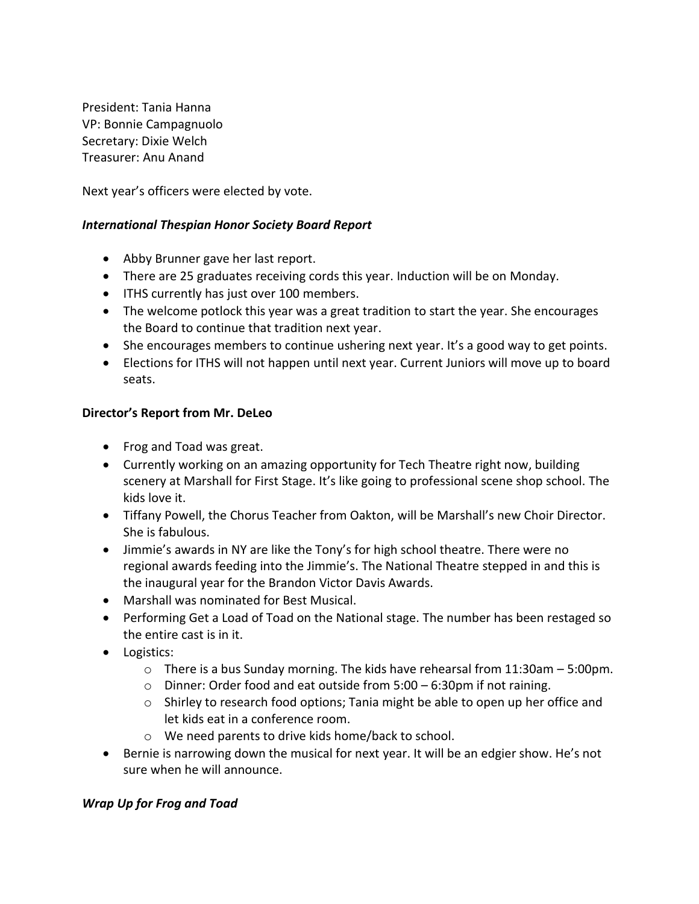President: Tania Hanna
VP: Bonnie Campagnuolo
Secretary: Dixie Welch
Treasurer: Anu Anand

Next year's officers were elected by vote.

### *International Thespian Honor Society Board Report*

- Abby Brunner gave her last report.
- There are 25 graduates receiving cords this year. Induction will be on Monday.
- ITHS currently has just over 100 members.
- The welcome potlock this year was a great tradition to start the year. She encourages the Board to continue that tradition next year.
- She encourages members to continue ushering next year. It's a good way to get points.
- Elections for ITHS will not happen until next year. Current Juniors will move up to board seats.

### **Director's Report from Mr. DeLeo**

- Frog and Toad was great.
- Currently working on an amazing opportunity for Tech Theatre right now, building scenery at Marshall for First Stage. It's like going to professional scene shop school. The kids love it.
- Tiffany Powell, the Chorus Teacher from Oakton, will be Marshall's new Choir Director. She is fabulous.
- Jimmie's awards in NY are like the Tony's for high school theatre. There were no regional awards feeding into the Jimmie's. The National Theatre stepped in and this is the inaugural year for the Brandon Victor Davis Awards.
- Marshall was nominated for Best Musical.
- Performing Get a Load of Toad on the National stage. The number has been restaged so the entire cast is in it.
- Logistics:
  - There is a bus Sunday morning. The kids have rehearsal from 11:30am – 5:00pm.
  - Dinner: Order food and eat outside from 5:00 – 6:30pm if not raining.
  - Shirley to research food options; Tania might be able to open up her office and let kids eat in a conference room.
  - We need parents to drive kids home/back to school.
- Bernie is narrowing down the musical for next year. It will be an edgier show. He's not sure when he will announce.

### *Wrap Up for Frog and Toad*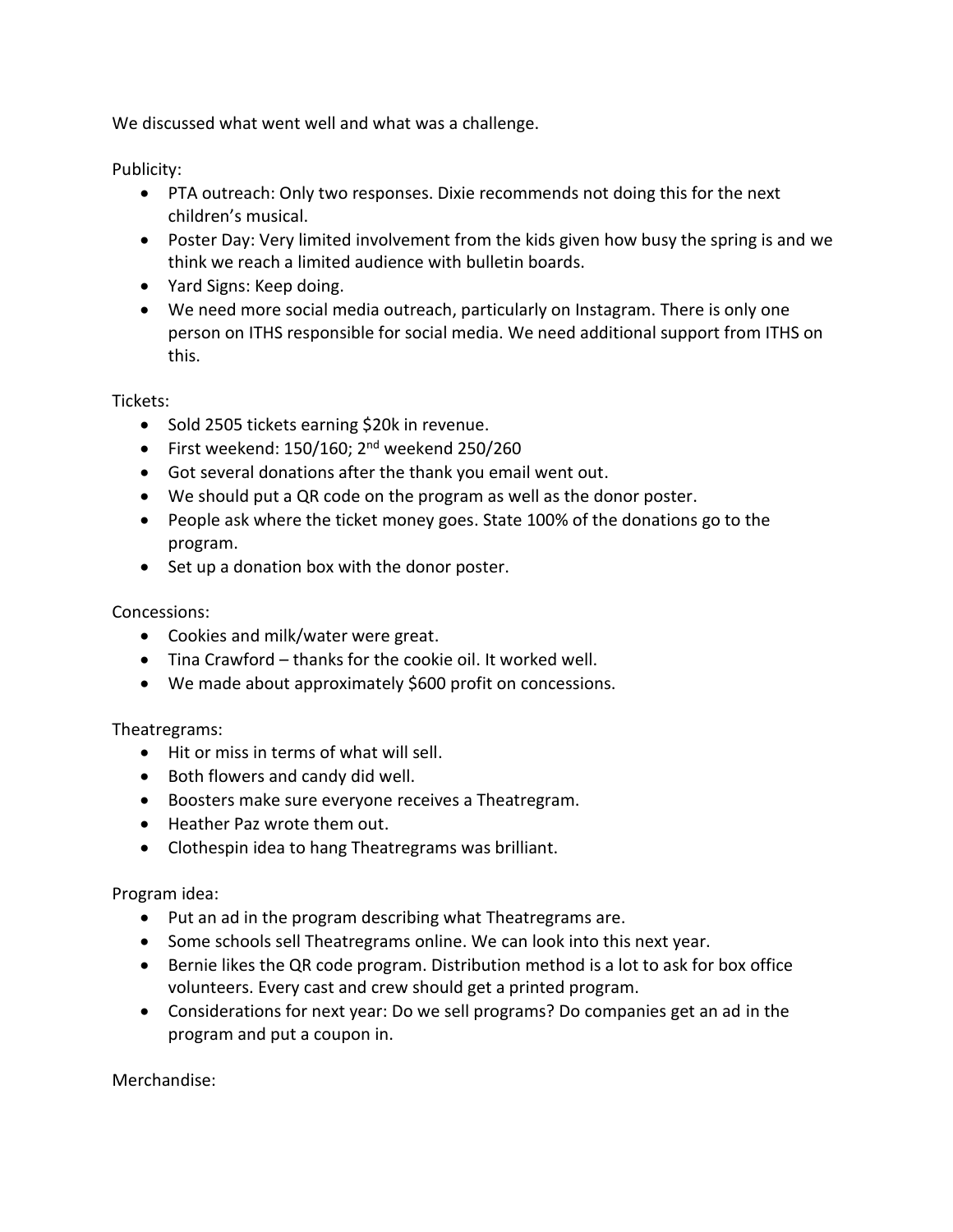We discussed what went well and what was a challenge.

Publicity:

- PTA outreach: Only two responses. Dixie recommends not doing this for the next children's musical.
- Poster Day: Very limited involvement from the kids given how busy the spring is and we think we reach a limited audience with bulletin boards.
- Yard Signs: Keep doing.
- We need more social media outreach, particularly on Instagram. There is only one person on ITHS responsible for social media. We need additional support from ITHS on this.

Tickets:

- Sold 2505 tickets earning $20k in revenue.
- First weekend: 150/160; 2nd weekend 250/260
- Got several donations after the thank you email went out.
- We should put a QR code on the program as well as the donor poster.
- People ask where the ticket money goes. State 100% of the donations go to the program.
- Set up a donation box with the donor poster.

Concessions:

- Cookies and milk/water were great.
- Tina Crawford – thanks for the cookie oil. It worked well.
- We made about approximately $600 profit on concessions.

Theatregrams:

- Hit or miss in terms of what will sell.
- Both flowers and candy did well.
- Boosters make sure everyone receives a Theatregram.
- Heather Paz wrote them out.
- Clothespin idea to hang Theatregrams was brilliant.

Program idea:

- Put an ad in the program describing what Theatregrams are.
- Some schools sell Theatregrams online. We can look into this next year.
- Bernie likes the QR code program. Distribution method is a lot to ask for box office volunteers. Every cast and crew should get a printed program.
- Considerations for next year: Do we sell programs? Do companies get an ad in the program and put a coupon in.

Merchandise: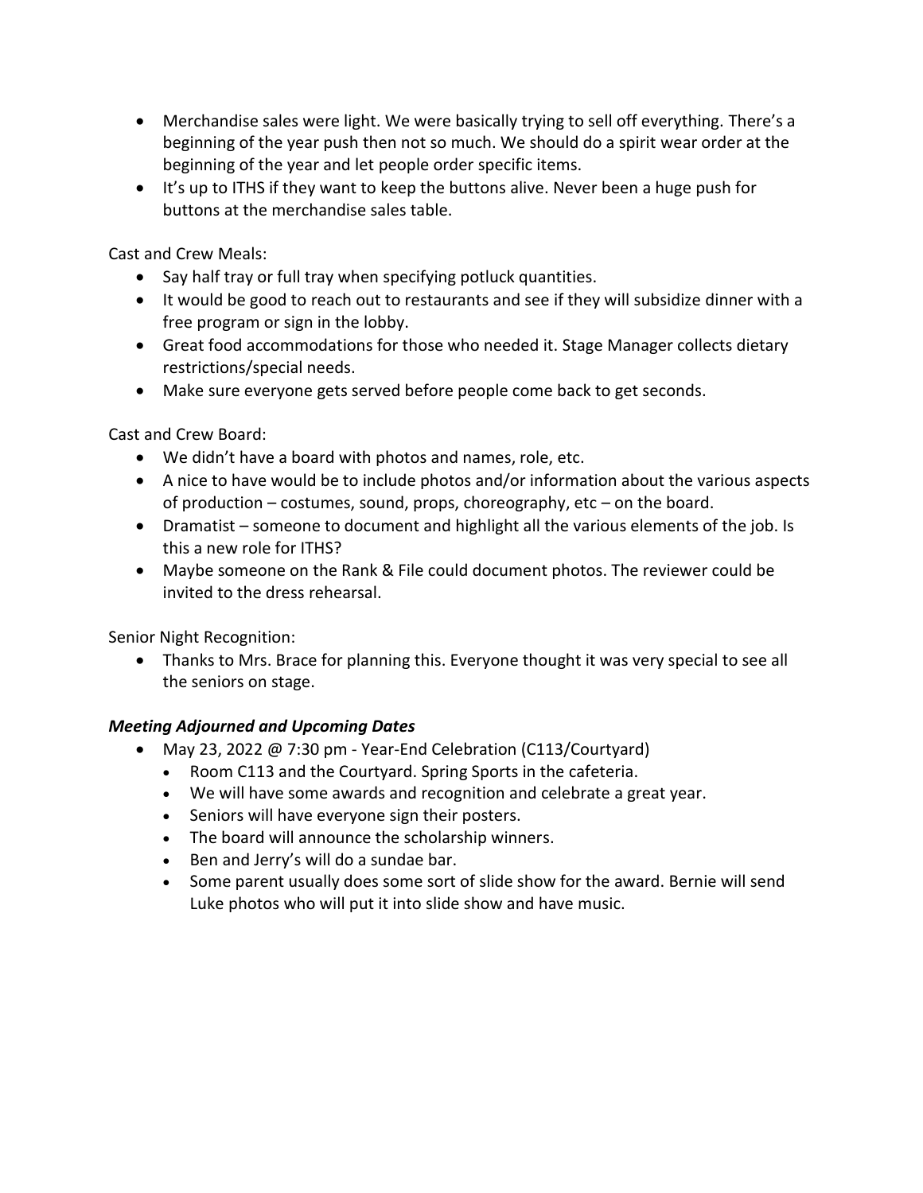- Merchandise sales were light. We were basically trying to sell off everything. There's a beginning of the year push then not so much. We should do a spirit wear order at the beginning of the year and let people order specific items.
- It's up to ITHS if they want to keep the buttons alive. Never been a huge push for buttons at the merchandise sales table.

Cast and Crew Meals:

- Say half tray or full tray when specifying potluck quantities.
- It would be good to reach out to restaurants and see if they will subsidize dinner with a free program or sign in the lobby.
- Great food accommodations for those who needed it. Stage Manager collects dietary restrictions/special needs.
- Make sure everyone gets served before people come back to get seconds.

Cast and Crew Board:

- We didn't have a board with photos and names, role, etc.
- A nice to have would be to include photos and/or information about the various aspects of production – costumes, sound, props, choreography, etc – on the board.
- Dramatist – someone to document and highlight all the various elements of the job. Is this a new role for ITHS?
- Maybe someone on the Rank & File could document photos. The reviewer could be invited to the dress rehearsal.

Senior Night Recognition:

- Thanks to Mrs. Brace for planning this. Everyone thought it was very special to see all the seniors on stage.

***Meeting Adjourned and Upcoming Dates***

- May 23, 2022 @ 7:30 pm - Year-End Celebration (C113/Courtyard)
  - Room C113 and the Courtyard. Spring Sports in the cafeteria.
  - We will have some awards and recognition and celebrate a great year.
  - Seniors will have everyone sign their posters.
  - The board will announce the scholarship winners.
  - Ben and Jerry's will do a sundae bar.
  - Some parent usually does some sort of slide show for the award. Bernie will send Luke photos who will put it into slide show and have music.